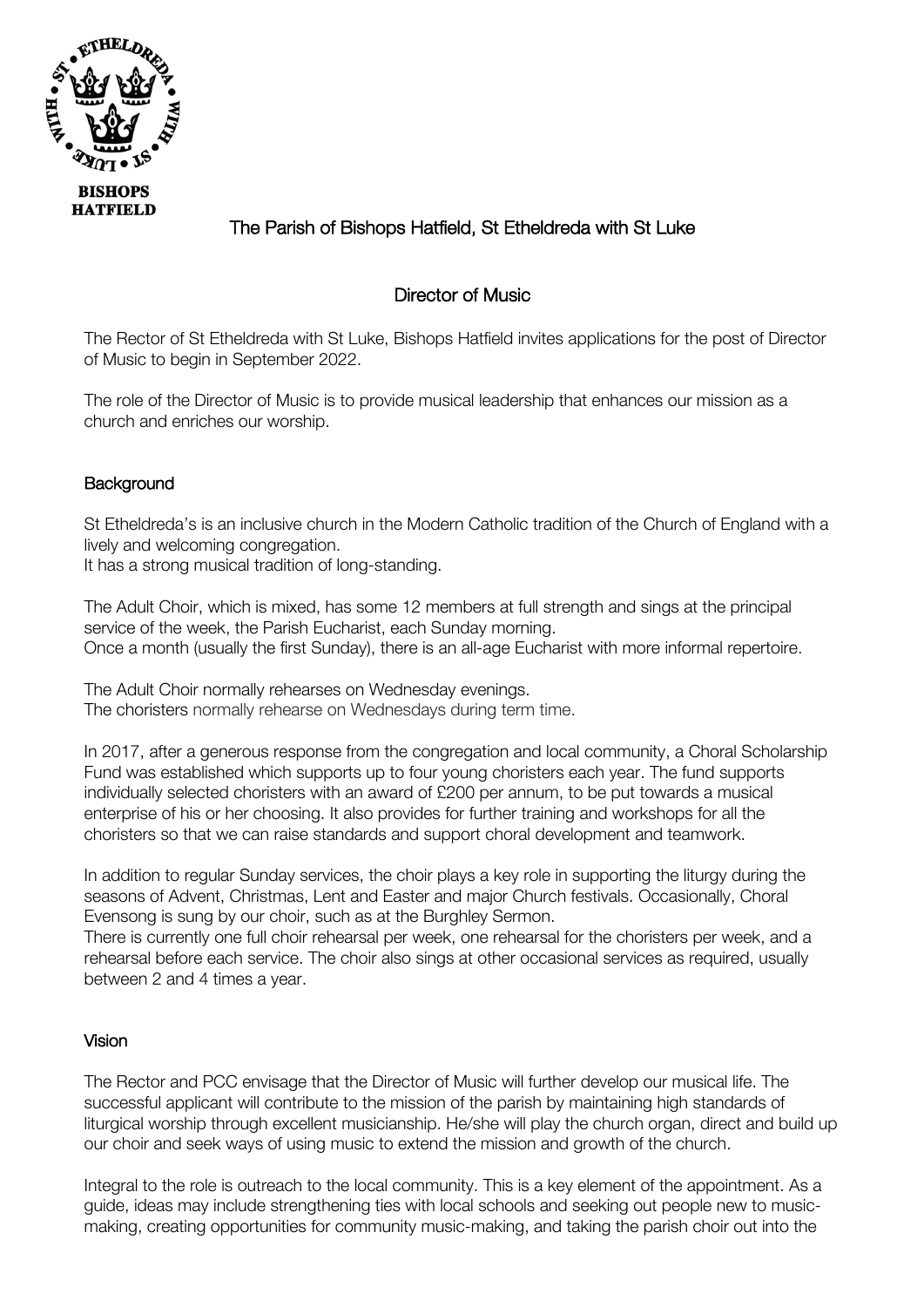BISHOPS HATFIELD

# The Parish of Bishops Hatfield, St Etheldreda with St Luke

## Director of Music

The Rector of St Etheldreda with St Luke, Bishops Hatfield invites applications for the post of Director of Music to begin in September 2022.

The role of the Director of Music is to provide musical leadership that enhances our mission as a church and enriches our worship.

### Background

St Etheldreda's is an inclusive church in the Modern Catholic tradition of the Church of England with a lively and welcoming congregation.
It has a strong musical tradition of long-standing.

The Adult Choir, which is mixed, has some 12 members at full strength and sings at the principal service of the week, the Parish Eucharist, each Sunday morning.
Once a month (usually the first Sunday), there is an all-age Eucharist with more informal repertoire.

The Adult Choir normally rehearses on Wednesday evenings.
The choristers normally rehearse on Wednesdays during term time.

In 2017, after a generous response from the congregation and local community, a Choral Scholarship Fund was established which supports up to four young choristers each year. The fund supports individually selected choristers with an award of £200 per annum, to be put towards a musical enterprise of his or her choosing. It also provides for further training and workshops for all the choristers so that we can raise standards and support choral development and teamwork.

In addition to regular Sunday services, the choir plays a key role in supporting the liturgy during the seasons of Advent, Christmas, Lent and Easter and major Church festivals. Occasionally, Choral Evensong is sung by our choir, such as at the Burghley Sermon.
There is currently one full choir rehearsal per week, one rehearsal for the choristers per week, and a rehearsal before each service. The choir also sings at other occasional services as required, usually between 2 and 4 times a year.

### Vision

The Rector and PCC envisage that the Director of Music will further develop our musical life. The successful applicant will contribute to the mission of the parish by maintaining high standards of liturgical worship through excellent musicianship. He/she will play the church organ, direct and build up our choir and seek ways of using music to extend the mission and growth of the church.

Integral to the role is outreach to the local community. This is a key element of the appointment. As a guide, ideas may include strengthening ties with local schools and seeking out people new to music-making, creating opportunities for community music-making, and taking the parish choir out into the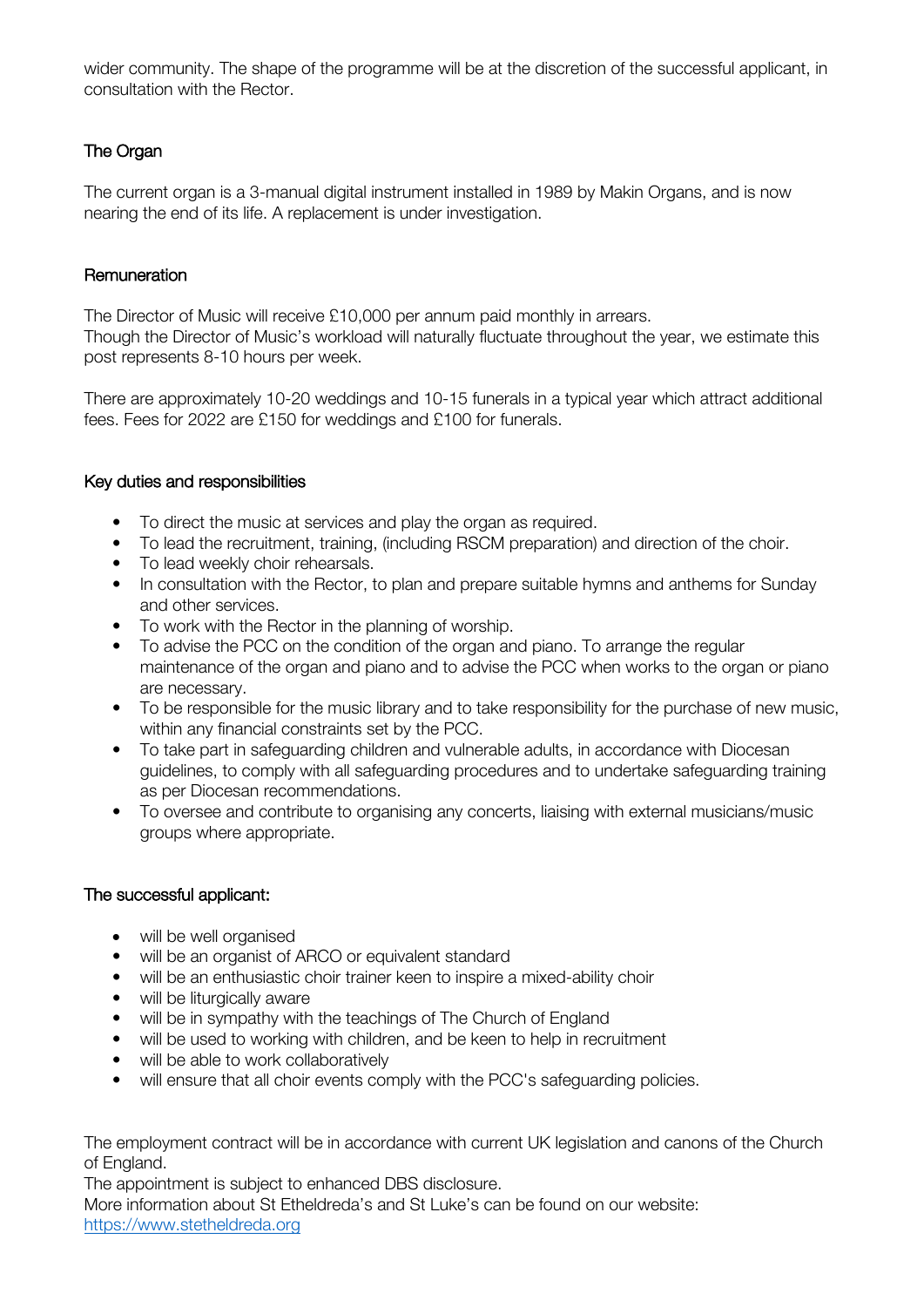wider community. The shape of the programme will be at the discretion of the successful applicant, in consultation with the Rector.

## The Organ

The current organ is a 3-manual digital instrument installed in 1989 by Makin Organs, and is now nearing the end of its life. A replacement is under investigation.

## Remuneration

The Director of Music will receive £10,000 per annum paid monthly in arrears.
Though the Director of Music's workload will naturally fluctuate throughout the year, we estimate this post represents 8-10 hours per week.

There are approximately 10-20 weddings and 10-15 funerals in a typical year which attract additional fees. Fees for 2022 are £150 for weddings and £100 for funerals.

## Key duties and responsibilities

- To direct the music at services and play the organ as required.
- To lead the recruitment, training, (including RSCM preparation) and direction of the choir.
- To lead weekly choir rehearsals.
- In consultation with the Rector, to plan and prepare suitable hymns and anthems for Sunday and other services.
- To work with the Rector in the planning of worship.
- To advise the PCC on the condition of the organ and piano. To arrange the regular maintenance of the organ and piano and to advise the PCC when works to the organ or piano are necessary.
- To be responsible for the music library and to take responsibility for the purchase of new music, within any financial constraints set by the PCC.
- To take part in safeguarding children and vulnerable adults, in accordance with Diocesan guidelines, to comply with all safeguarding procedures and to undertake safeguarding training as per Diocesan recommendations.
- To oversee and contribute to organising any concerts, liaising with external musicians/music groups where appropriate.

## The successful applicant:

- will be well organised
- will be an organist of ARCO or equivalent standard
- will be an enthusiastic choir trainer keen to inspire a mixed-ability choir
- will be liturgically aware
- will be in sympathy with the teachings of The Church of England
- will be used to working with children, and be keen to help in recruitment
- will be able to work collaboratively
- will ensure that all choir events comply with the PCC's safeguarding policies.

The employment contract will be in accordance with current UK legislation and canons of the Church of England.
The appointment is subject to enhanced DBS disclosure.
More information about St Etheldreda's and St Luke's can be found on our website:
https://www.stetheldreda.org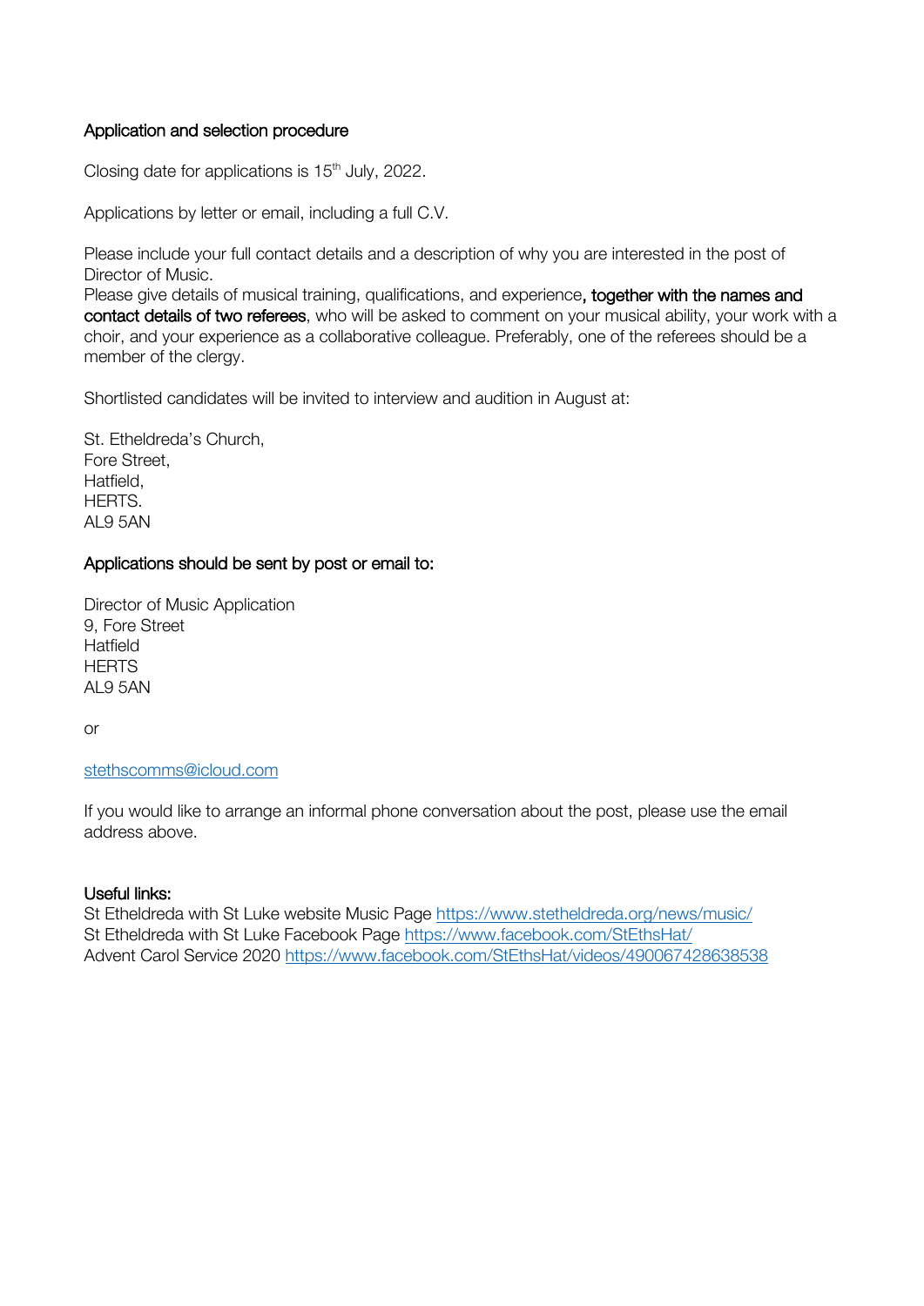## Application and selection procedure

Closing date for applications is 15th July, 2022.

Applications by letter or email, including a full C.V.

Please include your full contact details and a description of why you are interested in the post of Director of Music.
Please give details of musical training, qualifications, and experience**, together with the names and contact details of two referees**, who will be asked to comment on your musical ability, your work with a choir, and your experience as a collaborative colleague. Preferably, one of the referees should be a member of the clergy.

Shortlisted candidates will be invited to interview and audition in August at:

St. Etheldreda's Church,
Fore Street,
Hatfield,
HERTS.
AL9 5AN

## Applications should be sent by post or email to:

Director of Music Application
9, Fore Street
Hatfield
HERTS
AL9 5AN

or

stethscomms@icloud.com

If you would like to arrange an informal phone conversation about the post, please use the email address above.

## Useful links:

St Etheldreda with St Luke website Music Page https://www.stetheldreda.org/news/music/
St Etheldreda with St Luke Facebook Page https://www.facebook.com/StEthsHat/
Advent Carol Service 2020 https://www.facebook.com/StEthsHat/videos/490067428638538